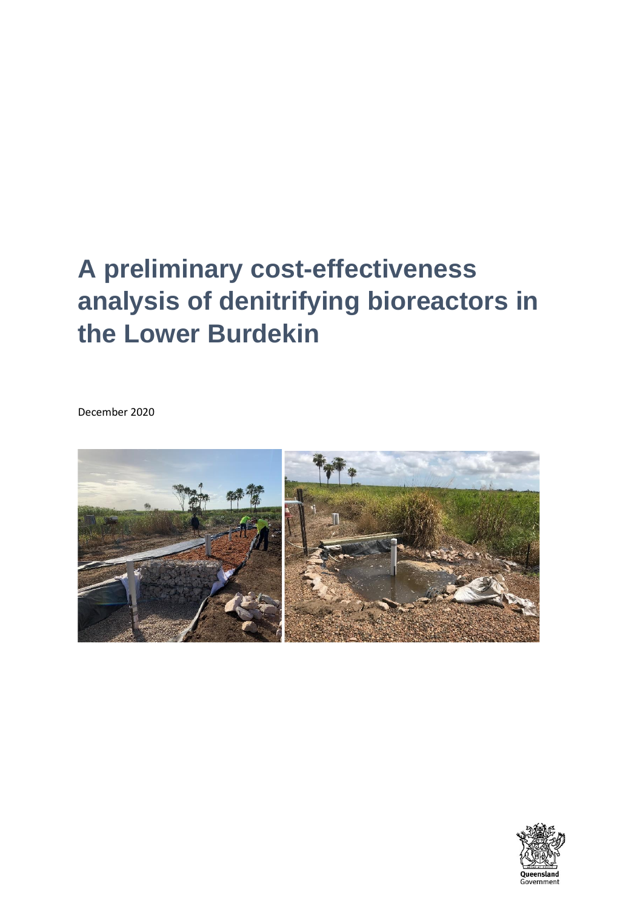# A preliminary cost-effectiveness analysis of denitrifying bioreactors in the Lower Burdekin

December 2020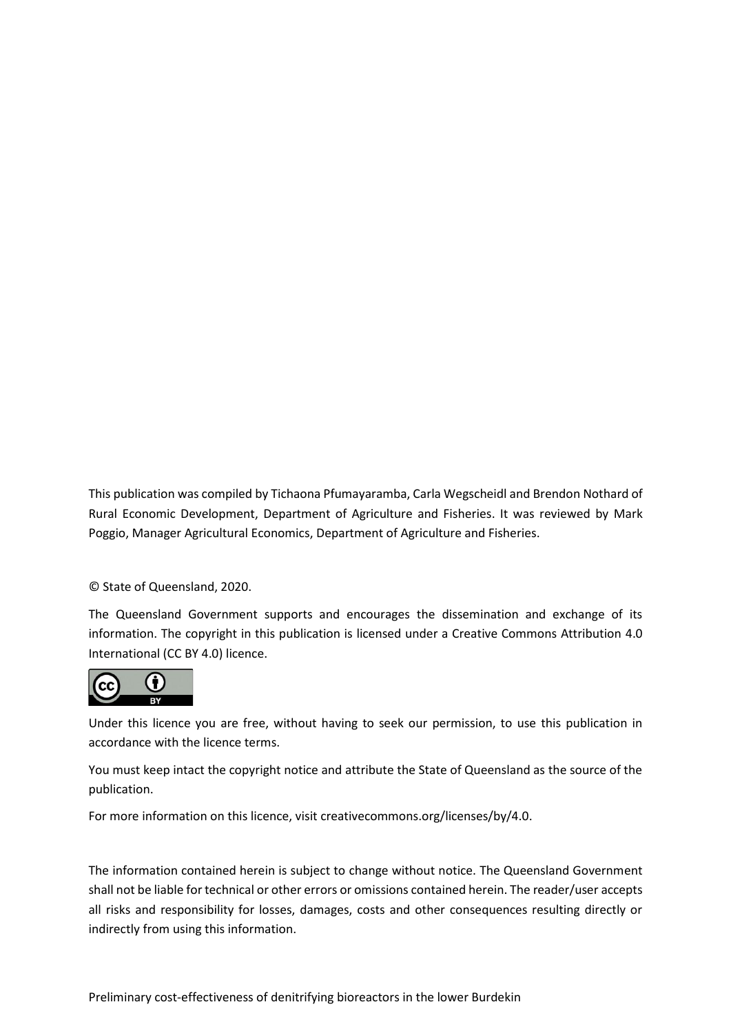This publication was compiled by Tichaona Pfumayaramba, Carla Wegscheidl and Brendon Nothard of Rural Economic Development, Department of Agriculture and Fisheries. It was reviewed by Mark Poggio, Manager Agricultural Economics, Department of Agriculture and Fisheries.

© State of Queensland, 2020.

The Queensland Government supports and encourages the dissemination and exchange of its information. The copyright in this publication is licensed under a Creative Commons Attribution 4.0 International (CC BY 4.0) licence.

Under this licence you are free, without having to seek our permission, to use this publication in accordance with the licence terms.

You must keep intact the copyright notice and attribute the State of Queensland as the source of the publication.

For more information on this licence, visit creativecommons.org/licenses/by/4.0.

The information contained herein is subject to change without notice. The Queensland Government shall not be liable for technical or other errors or omissions contained herein. The reader/user accepts all risks and responsibility for losses, damages, costs and other consequences resulting directly or indirectly from using this information.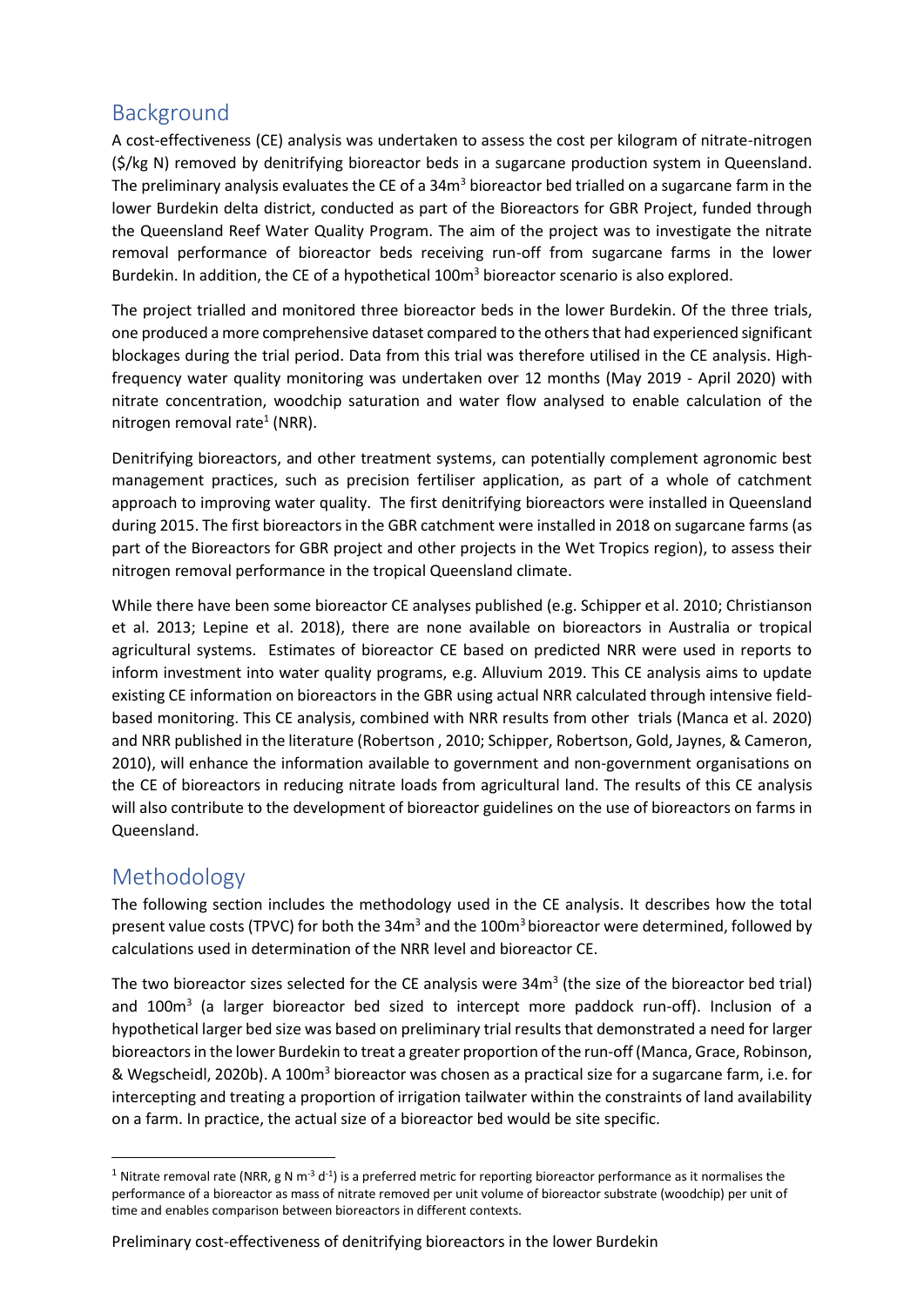## Background

A cost-effectiveness (CE) analysis was undertaken to assess the cost per kilogram of nitrate-nitrogen ($/kg N) removed by denitrifying bioreactor beds in a sugarcane production system in Queensland. The preliminary analysis evaluates the CE of a 34m$^3$ bioreactor bed trialled on a sugarcane farm in the lower Burdekin delta district, conducted as part of the Bioreactors for GBR Project, funded through the Queensland Reef Water Quality Program. The aim of the project was to investigate the nitrate removal performance of bioreactor beds receiving run-off from sugarcane farms in the lower Burdekin. In addition, the CE of a hypothetical 100m$^3$ bioreactor scenario is also explored.

The project trialled and monitored three bioreactor beds in the lower Burdekin. Of the three trials, one produced a more comprehensive dataset compared to the others that had experienced significant blockages during the trial period. Data from this trial was therefore utilised in the CE analysis. High-frequency water quality monitoring was undertaken over 12 months (May 2019 - April 2020) with nitrate concentration, woodchip saturation and water flow analysed to enable calculation of the nitrogen removal rate[1] (NRR).

Denitrifying bioreactors, and other treatment systems, can potentially complement agronomic best management practices, such as precision fertiliser application, as part of a whole of catchment approach to improving water quality. The first denitrifying bioreactors were installed in Queensland during 2015. The first bioreactors in the GBR catchment were installed in 2018 on sugarcane farms (as part of the Bioreactors for GBR project and other projects in the Wet Tropics region), to assess their nitrogen removal performance in the tropical Queensland climate.

While there have been some bioreactor CE analyses published (e.g. Schipper et al. 2010; Christianson et al. 2013; Lepine et al. 2018), there are none available on bioreactors in Australia or tropical agricultural systems. Estimates of bioreactor CE based on predicted NRR were used in reports to inform investment into water quality programs, e.g. Alluvium 2019. This CE analysis aims to update existing CE information on bioreactors in the GBR using actual NRR calculated through intensive field-based monitoring. This CE analysis, combined with NRR results from other trials (Manca et al. 2020) and NRR published in the literature (Robertson , 2010; Schipper, Robertson, Gold, Jaynes, & Cameron, 2010), will enhance the information available to government and non-government organisations on the CE of bioreactors in reducing nitrate loads from agricultural land. The results of this CE analysis will also contribute to the development of bioreactor guidelines on the use of bioreactors on farms in Queensland.

## Methodology

The following section includes the methodology used in the CE analysis. It describes how the total present value costs (TPVC) for both the 34m$^3$ and the 100m$^3$ bioreactor were determined, followed by calculations used in determination of the NRR level and bioreactor CE.

The two bioreactor sizes selected for the CE analysis were 34m$^3$ (the size of the bioreactor bed trial) and 100m$^3$ (a larger bioreactor bed sized to intercept more paddock run-off). Inclusion of a hypothetical larger bed size was based on preliminary trial results that demonstrated a need for larger bioreactors in the lower Burdekin to treat a greater proportion of the run-off (Manca, Grace, Robinson, & Wegscheidl, 2020b). A 100m$^3$ bioreactor was chosen as a practical size for a sugarcane farm, i.e. for intercepting and treating a proportion of irrigation tailwater within the constraints of land availability on a farm. In practice, the actual size of a bioreactor bed would be site specific.

[1] Nitrate removal rate (NRR, g N m$^{-3}$ d$^{-1}$) is a preferred metric for reporting bioreactor performance as it normalises the performance of a bioreactor as mass of nitrate removed per unit volume of bioreactor substrate (woodchip) per unit of time and enables comparison between bioreactors in different contexts.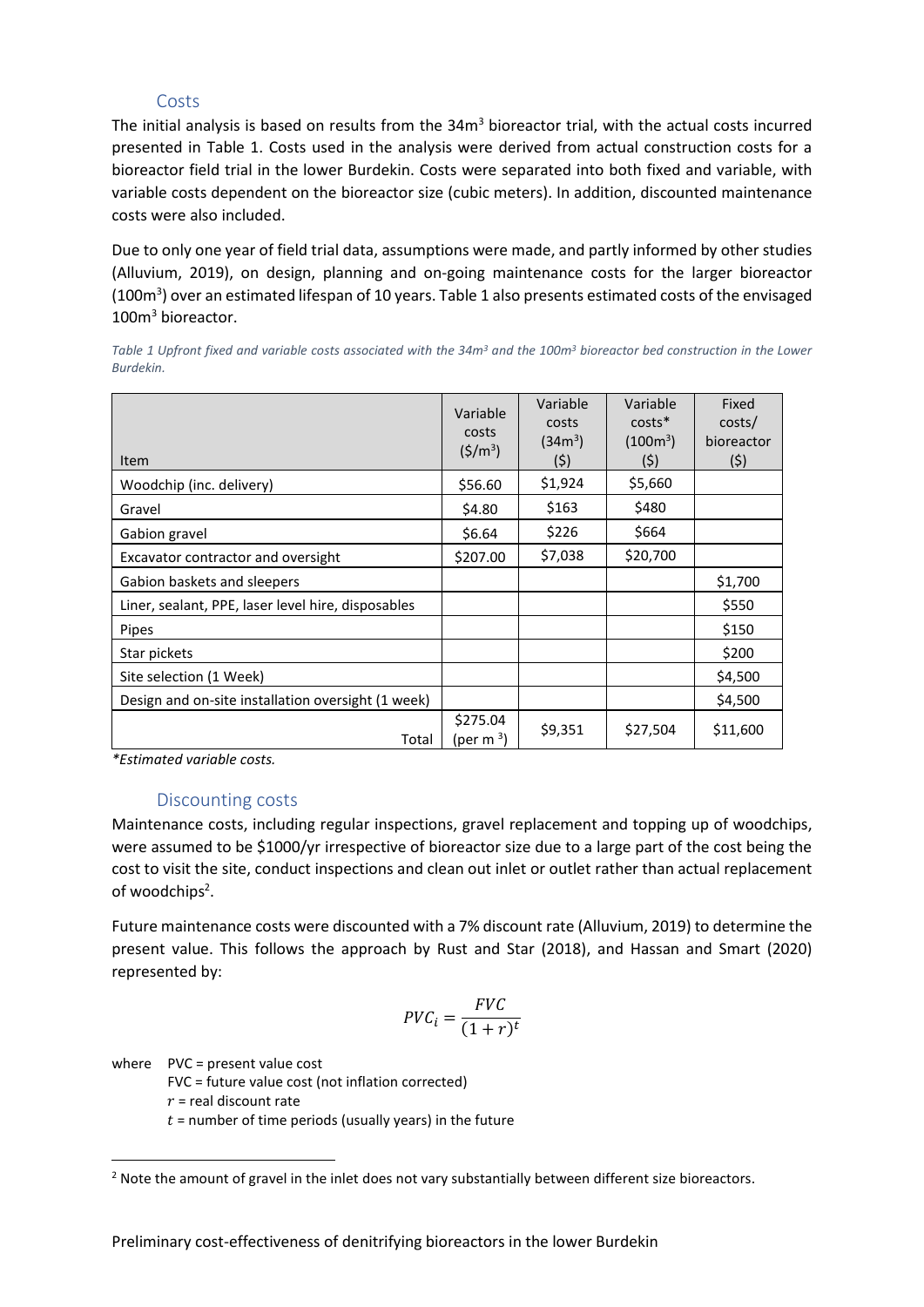### Costs

The initial analysis is based on results from the 34m$^3$ bioreactor trial, with the actual costs incurred presented in Table 1. Costs used in the analysis were derived from actual construction costs for a bioreactor field trial in the lower Burdekin. Costs were separated into both fixed and variable, with variable costs dependent on the bioreactor size (cubic meters). In addition, discounted maintenance costs were also included.

Due to only one year of field trial data, assumptions were made, and partly informed by other studies (Alluvium, 2019), on design, planning and on-going maintenance costs for the larger bioreactor (100m$^3$) over an estimated lifespan of 10 years. Table 1 also presents estimated costs of the envisaged 100m$^3$ bioreactor.

*Table 1 Upfront fixed and variable costs associated with the 34m$^3$ and the 100m$^3$ bioreactor bed construction in the Lower Burdekin.*

| Item | Variable costs (\$/m$^3$) | Variable costs (34m$^3$) (\$) | Variable costs* (100m$^3$) (\$) | Fixed costs/ bioreactor (\$) |
|---|---|---|---|---|
| Woodchip (inc. delivery) | \$56.60 | \$1,924 | \$5,660 | |
| Gravel | \$4.80 | \$163 | \$480 | |
| Gabion gravel | \$6.64 | \$226 | \$664 | |
| Excavator contractor and oversight | \$207.00 | \$7,038 | \$20,700 | |
| Gabion baskets and sleepers | | | | \$1,700 |
| Liner, sealant, PPE, laser level hire, disposables | | | | \$550 |
| Pipes | | | | \$150 |
| Star pickets | | | | \$200 |
| Site selection (1 Week) | | | | \$4,500 |
| Design and on-site installation oversight (1 week) | | | | \$4,500 |
| Total | \$275.04 (per m$^3$) | \$9,351 | \$27,504 | \$11,600 |

*Estimated variable costs.

### Discounting costs

Maintenance costs, including regular inspections, gravel replacement and topping up of woodchips, were assumed to be \$1000/yr irrespective of bioreactor size due to a large part of the cost being the cost to visit the site, conduct inspections and clean out inlet or outlet rather than actual replacement of woodchips[2].

Future maintenance costs were discounted with a 7% discount rate (Alluvium, 2019) to determine the present value. This follows the approach by Rust and Star (2018), and Hassan and Smart (2020) represented by:

$$PVC_i = \frac{FVC}{(1+r)^t}$$

where PVC = present value cost
FVC = future value cost (not inflation corrected)
$r$ = real discount rate
$t$ = number of time periods (usually years) in the future

[2] Note the amount of gravel in the inlet does not vary substantially between different size bioreactors.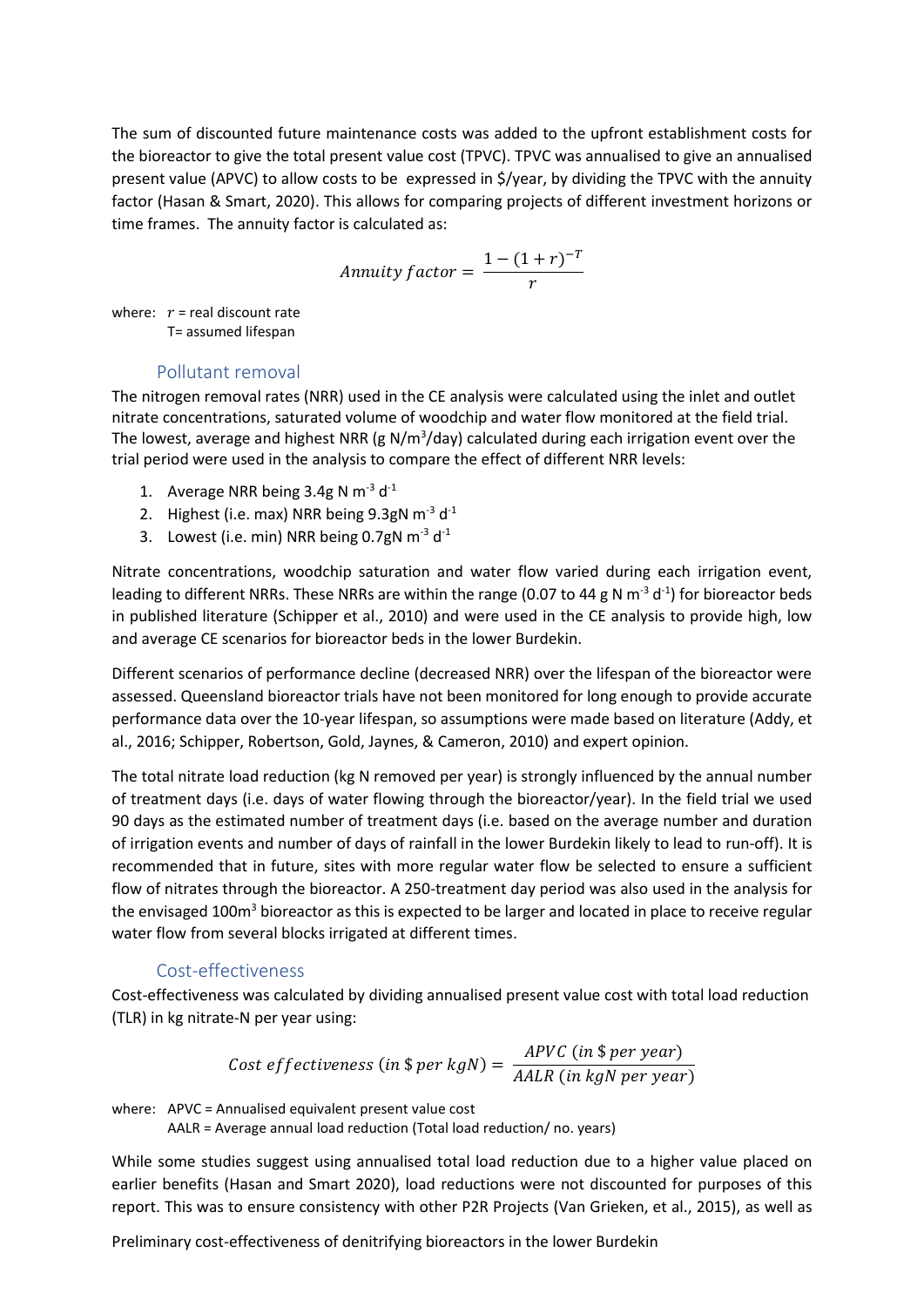The sum of discounted future maintenance costs was added to the upfront establishment costs for the bioreactor to give the total present value cost (TPVC). TPVC was annualised to give an annualised present value (APVC) to allow costs to be expressed in \$/year, by dividing the TPVC with the annuity factor (Hasan & Smart, 2020). This allows for comparing projects of different investment horizons or time frames. The annuity factor is calculated as:

$$Annuity\ factor = \frac{1-(1+r)^{-T}}{r}$$

where: $r$ = real discount rate
T= assumed lifespan

### Pollutant removal

The nitrogen removal rates (NRR) used in the CE analysis were calculated using the inlet and outlet nitrate concentrations, saturated volume of woodchip and water flow monitored at the field trial. The lowest, average and highest NRR (g N/$m^3$/day) calculated during each irrigation event over the trial period were used in the analysis to compare the effect of different NRR levels:

1. Average NRR being 3.4g N $m^{-3}$ $d^{-1}$
2. Highest (i.e. max) NRR being 9.3gN $m^{-3}$ $d^{-1}$
3. Lowest (i.e. min) NRR being 0.7gN $m^{-3}$ $d^{-1}$

Nitrate concentrations, woodchip saturation and water flow varied during each irrigation event, leading to different NRRs. These NRRs are within the range (0.07 to 44 g N $m^{-3}$ $d^{-1}$) for bioreactor beds in published literature (Schipper et al., 2010) and were used in the CE analysis to provide high, low and average CE scenarios for bioreactor beds in the lower Burdekin.

Different scenarios of performance decline (decreased NRR) over the lifespan of the bioreactor were assessed. Queensland bioreactor trials have not been monitored for long enough to provide accurate performance data over the 10-year lifespan, so assumptions were made based on literature (Addy, et al., 2016; Schipper, Robertson, Gold, Jaynes, & Cameron, 2010) and expert opinion.

The total nitrate load reduction (kg N removed per year) is strongly influenced by the annual number of treatment days (i.e. days of water flowing through the bioreactor/year). In the field trial we used 90 days as the estimated number of treatment days (i.e. based on the average number and duration of irrigation events and number of days of rainfall in the lower Burdekin likely to lead to run-off). It is recommended that in future, sites with more regular water flow be selected to ensure a sufficient flow of nitrates through the bioreactor. A 250-treatment day period was also used in the analysis for the envisaged 100$m^3$ bioreactor as this is expected to be larger and located in place to receive regular water flow from several blocks irrigated at different times.

### Cost-effectiveness

Cost-effectiveness was calculated by dividing annualised present value cost with total load reduction (TLR) in kg nitrate-N per year using:

$$Cost\ effectiveness\ (in\ \$\ per\ kgN) = \frac{APVC\ (in\ \$\ per\ year)}{AALR\ (in\ kgN\ per\ year)}$$

where: APVC = Annualised equivalent present value cost
AALR = Average annual load reduction (Total load reduction/ no. years)

While some studies suggest using annualised total load reduction due to a higher value placed on earlier benefits (Hasan and Smart 2020), load reductions were not discounted for purposes of this report. This was to ensure consistency with other P2R Projects (Van Grieken, et al., 2015), as well as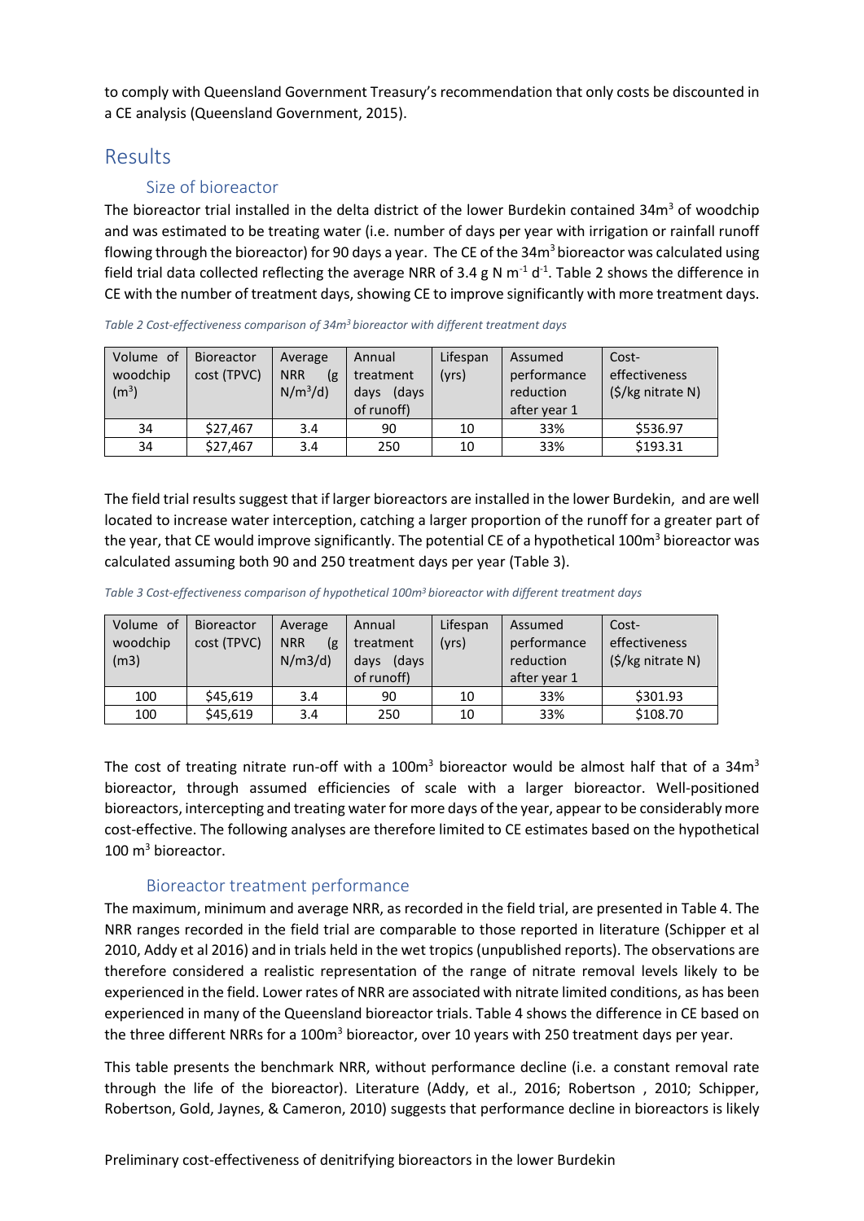to comply with Queensland Government Treasury's recommendation that only costs be discounted in a CE analysis (Queensland Government, 2015).

# Results

## Size of bioreactor

The bioreactor trial installed in the delta district of the lower Burdekin contained 34m$^3$ of woodchip and was estimated to be treating water (i.e. number of days per year with irrigation or rainfall runoff flowing through the bioreactor) for 90 days a year. The CE of the 34m$^3$ bioreactor was calculated using field trial data collected reflecting the average NRR of 3.4 g N m$^{-1}$ d$^{-1}$. Table 2 shows the difference in CE with the number of treatment days, showing CE to improve significantly with more treatment days.

*Table 2 Cost-effectiveness comparison of 34m$^3$ bioreactor with different treatment days*

| Volume of woodchip (m$^3$) | Bioreactor cost (TPVC) | Average NRR (g N/m$^3$/d) | Annual treatment days (days of runoff) | Lifespan (yrs) | Assumed performance reduction after year 1 | Cost-effectiveness ($/kg nitrate N) |
|---|---|---|---|---|---|---|
| 34 | $27,467 | 3.4 | 90 | 10 | 33% | $536.97 |
| 34 | $27,467 | 3.4 | 250 | 10 | 33% | $193.31 |

The field trial results suggest that if larger bioreactors are installed in the lower Burdekin, and are well located to increase water interception, catching a larger proportion of the runoff for a greater part of the year, that CE would improve significantly. The potential CE of a hypothetical 100m$^3$ bioreactor was calculated assuming both 90 and 250 treatment days per year (Table 3).

*Table 3 Cost-effectiveness comparison of hypothetical 100m$^3$ bioreactor with different treatment days*

| Volume of woodchip (m3) | Bioreactor cost (TPVC) | Average NRR (g N/m3/d) | Annual treatment days (days of runoff) | Lifespan (yrs) | Assumed performance reduction after year 1 | Cost-effectiveness ($/kg nitrate N) |
|---|---|---|---|---|---|---|
| 100 | $45,619 | 3.4 | 90 | 10 | 33% | $301.93 |
| 100 | $45,619 | 3.4 | 250 | 10 | 33% | $108.70 |

The cost of treating nitrate run-off with a 100m$^3$ bioreactor would be almost half that of a 34m$^3$ bioreactor, through assumed efficiencies of scale with a larger bioreactor. Well-positioned bioreactors, intercepting and treating water for more days of the year, appear to be considerably more cost-effective. The following analyses are therefore limited to CE estimates based on the hypothetical 100 m$^3$ bioreactor.

## Bioreactor treatment performance

The maximum, minimum and average NRR, as recorded in the field trial, are presented in Table 4. The NRR ranges recorded in the field trial are comparable to those reported in literature (Schipper et al 2010, Addy et al 2016) and in trials held in the wet tropics (unpublished reports). The observations are therefore considered a realistic representation of the range of nitrate removal levels likely to be experienced in the field. Lower rates of NRR are associated with nitrate limited conditions, as has been experienced in many of the Queensland bioreactor trials. Table 4 shows the difference in CE based on the three different NRRs for a 100m$^3$ bioreactor, over 10 years with 250 treatment days per year.

This table presents the benchmark NRR, without performance decline (i.e. a constant removal rate through the life of the bioreactor). Literature (Addy, et al., 2016; Robertson , 2010; Schipper, Robertson, Gold, Jaynes, & Cameron, 2010) suggests that performance decline in bioreactors is likely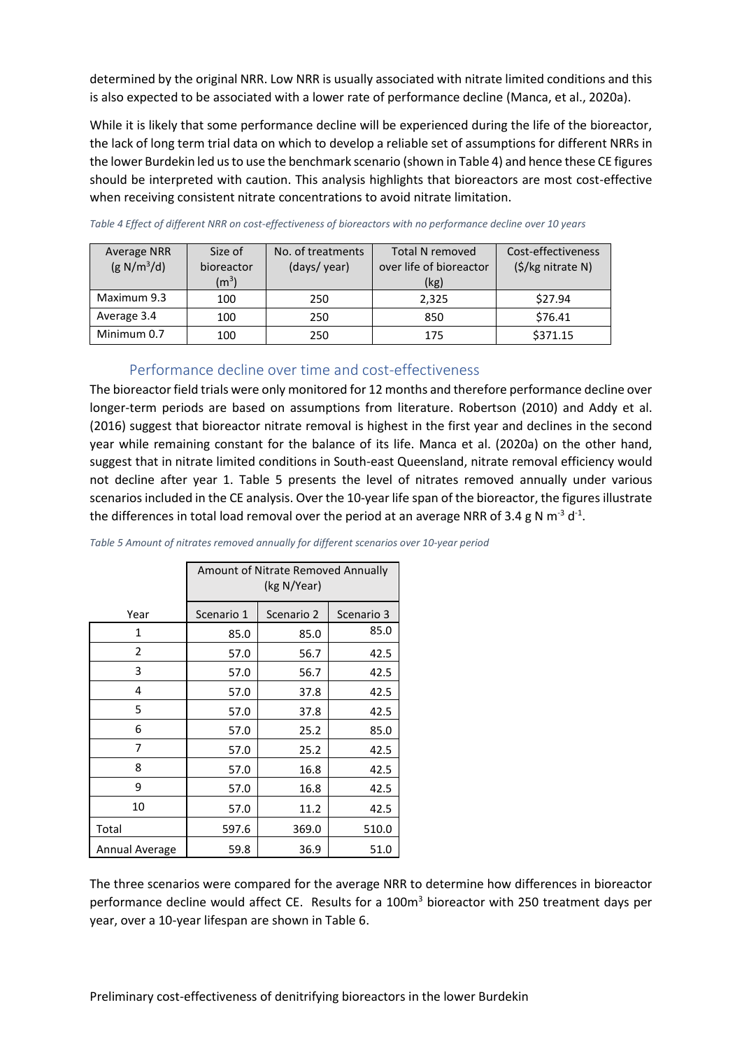determined by the original NRR. Low NRR is usually associated with nitrate limited conditions and this is also expected to be associated with a lower rate of performance decline (Manca, et al., 2020a).

While it is likely that some performance decline will be experienced during the life of the bioreactor, the lack of long term trial data on which to develop a reliable set of assumptions for different NRRs in the lower Burdekin led us to use the benchmark scenario (shown in Table 4) and hence these CE figures should be interpreted with caution. This analysis highlights that bioreactors are most cost-effective when receiving consistent nitrate concentrations to avoid nitrate limitation.

*Table 4 Effect of different NRR on cost-effectiveness of bioreactors with no performance decline over 10 years*

| Average NRR ($g\ N/m^3/d$) | Size of bioreactor ($m^3$) | No. of treatments (days/ year) | Total N removed over life of bioreactor (kg) | Cost-effectiveness ($/kg nitrate N) |
|---|---|---|---|---|
| Maximum 9.3 | 100 | 250 | 2,325 | $27.94 |
| Average 3.4 | 100 | 250 | 850 | $76.41 |
| Minimum 0.7 | 100 | 250 | 175 | $371.15 |

## Performance decline over time and cost-effectiveness

The bioreactor field trials were only monitored for 12 months and therefore performance decline over longer-term periods are based on assumptions from literature. Robertson (2010) and Addy et al. (2016) suggest that bioreactor nitrate removal is highest in the first year and declines in the second year while remaining constant for the balance of its life. Manca et al. (2020a) on the other hand, suggest that in nitrate limited conditions in South-east Queensland, nitrate removal efficiency would not decline after year 1. Table 5 presents the level of nitrates removed annually under various scenarios included in the CE analysis. Over the 10-year life span of the bioreactor, the figures illustrate the differences in total load removal over the period at an average NRR of 3.4 $g\ N\ m^{-3}\ d^{-1}$.

*Table 5 Amount of nitrates removed annually for different scenarios over 10-year period*

| | Amount of Nitrate Removed Annually (kg N/Year) | | |
|---|---|---|---|
| Year | Scenario 1 | Scenario 2 | Scenario 3 |
| 1 | 85.0 | 85.0 | 85.0 |
| 2 | 57.0 | 56.7 | 42.5 |
| 3 | 57.0 | 56.7 | 42.5 |
| 4 | 57.0 | 37.8 | 42.5 |
| 5 | 57.0 | 37.8 | 42.5 |
| 6 | 57.0 | 25.2 | 85.0 |
| 7 | 57.0 | 25.2 | 42.5 |
| 8 | 57.0 | 16.8 | 42.5 |
| 9 | 57.0 | 16.8 | 42.5 |
| 10 | 57.0 | 11.2 | 42.5 |
| Total | 597.6 | 369.0 | 510.0 |
| Annual Average | 59.8 | 36.9 | 51.0 |

The three scenarios were compared for the average NRR to determine how differences in bioreactor performance decline would affect CE. Results for a 100$m^3$ bioreactor with 250 treatment days per year, over a 10-year lifespan are shown in Table 6.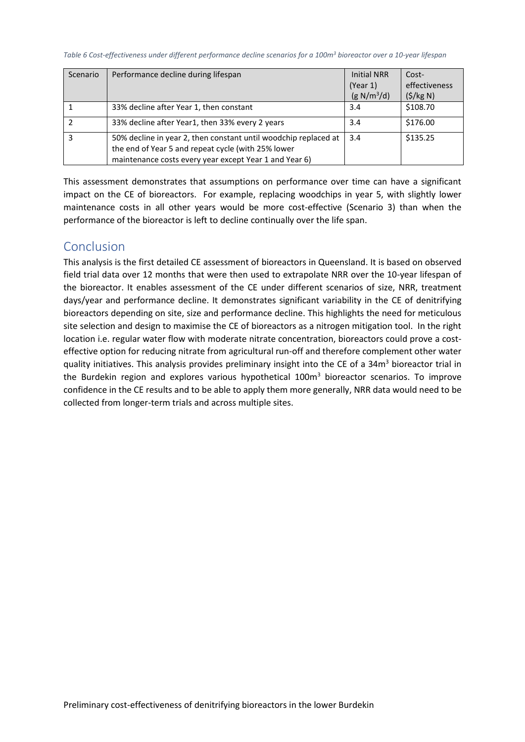*Table 6 Cost-effectiveness under different performance decline scenarios for a 100m$^3$ bioreactor over a 10-year lifespan*

| Scenario | Performance decline during lifespan | Initial NRR (Year 1) (g N/m$^3$/d) | Cost-effectiveness ($/kg N) |
|---|---|---|---|
| 1 | 33% decline after Year 1, then constant | 3.4 | $108.70 |
| 2 | 33% decline after Year1, then 33% every 2 years | 3.4 | $176.00 |
| 3 | 50% decline in year 2, then constant until woodchip replaced at the end of Year 5 and repeat cycle (with 25% lower maintenance costs every year except Year 1 and Year 6) | 3.4 | $135.25 |

This assessment demonstrates that assumptions on performance over time can have a significant impact on the CE of bioreactors. For example, replacing woodchips in year 5, with slightly lower maintenance costs in all other years would be more cost-effective (Scenario 3) than when the performance of the bioreactor is left to decline continually over the life span.

## Conclusion

This analysis is the first detailed CE assessment of bioreactors in Queensland. It is based on observed field trial data over 12 months that were then used to extrapolate NRR over the 10-year lifespan of the bioreactor. It enables assessment of the CE under different scenarios of size, NRR, treatment days/year and performance decline. It demonstrates significant variability in the CE of denitrifying bioreactors depending on site, size and performance decline. This highlights the need for meticulous site selection and design to maximise the CE of bioreactors as a nitrogen mitigation tool. In the right location i.e. regular water flow with moderate nitrate concentration, bioreactors could prove a cost-effective option for reducing nitrate from agricultural run-off and therefore complement other water quality initiatives. This analysis provides preliminary insight into the CE of a 34m$^3$ bioreactor trial in the Burdekin region and explores various hypothetical 100m$^3$ bioreactor scenarios. To improve confidence in the CE results and to be able to apply them more generally, NRR data would need to be collected from longer-term trials and across multiple sites.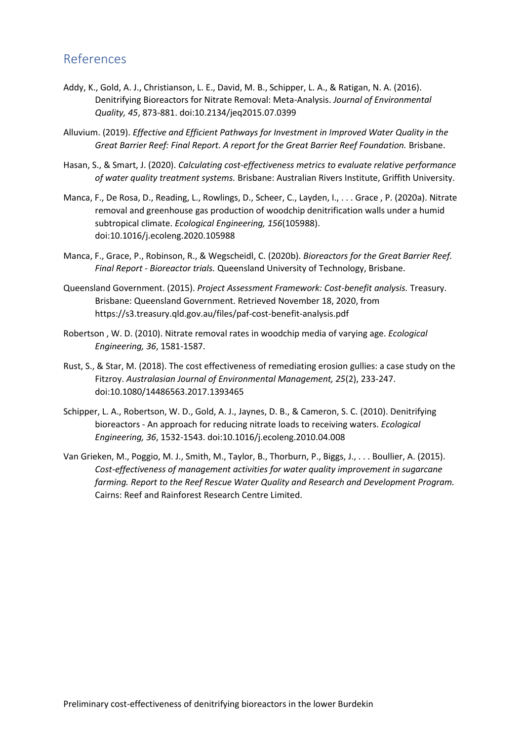## References

Addy, K., Gold, A. J., Christianson, L. E., David, M. B., Schipper, L. A., & Ratigan, N. A. (2016). Denitrifying Bioreactors for Nitrate Removal: Meta-Analysis. *Journal of Environmental Quality, 45*, 873-881. doi:10.2134/jeq2015.07.0399

Alluvium. (2019). *Effective and Efficient Pathways for Investment in Improved Water Quality in the Great Barrier Reef: Final Report. A report for the Great Barrier Reef Foundation.* Brisbane.

Hasan, S., & Smart, J. (2020). *Calculating cost-effectiveness metrics to evaluate relative performance of water quality treatment systems.* Brisbane: Australian Rivers Institute, Griffith University.

Manca, F., De Rosa, D., Reading, L., Rowlings, D., Scheer, C., Layden, I., . . . Grace , P. (2020a). Nitrate removal and greenhouse gas production of woodchip denitrification walls under a humid subtropical climate. *Ecological Engineering, 156*(105988). doi:10.1016/j.ecoleng.2020.105988

Manca, F., Grace, P., Robinson, R., & Wegscheidl, C. (2020b). *Bioreactors for the Great Barrier Reef. Final Report - Bioreactor trials.* Queensland University of Technology, Brisbane.

Queensland Government. (2015). *Project Assessment Framework: Cost-benefit analysis.* Treasury. Brisbane: Queensland Government. Retrieved November 18, 2020, from https://s3.treasury.qld.gov.au/files/paf-cost-benefit-analysis.pdf

Robertson , W. D. (2010). Nitrate removal rates in woodchip media of varying age. *Ecological Engineering, 36*, 1581-1587.

Rust, S., & Star, M. (2018). The cost effectiveness of remediating erosion gullies: a case study on the Fitzroy. *Australasian Journal of Environmental Management, 25*(2), 233-247. doi:10.1080/14486563.2017.1393465

Schipper, L. A., Robertson, W. D., Gold, A. J., Jaynes, D. B., & Cameron, S. C. (2010). Denitrifying bioreactors - An approach for reducing nitrate loads to receiving waters. *Ecological Engineering, 36*, 1532-1543. doi:10.1016/j.ecoleng.2010.04.008

Van Grieken, M., Poggio, M. J., Smith, M., Taylor, B., Thorburn, P., Biggs, J., . . . Boullier, A. (2015). *Cost-effectiveness of management activities for water quality improvement in sugarcane farming. Report to the Reef Rescue Water Quality and Research and Development Program.* Cairns: Reef and Rainforest Research Centre Limited.